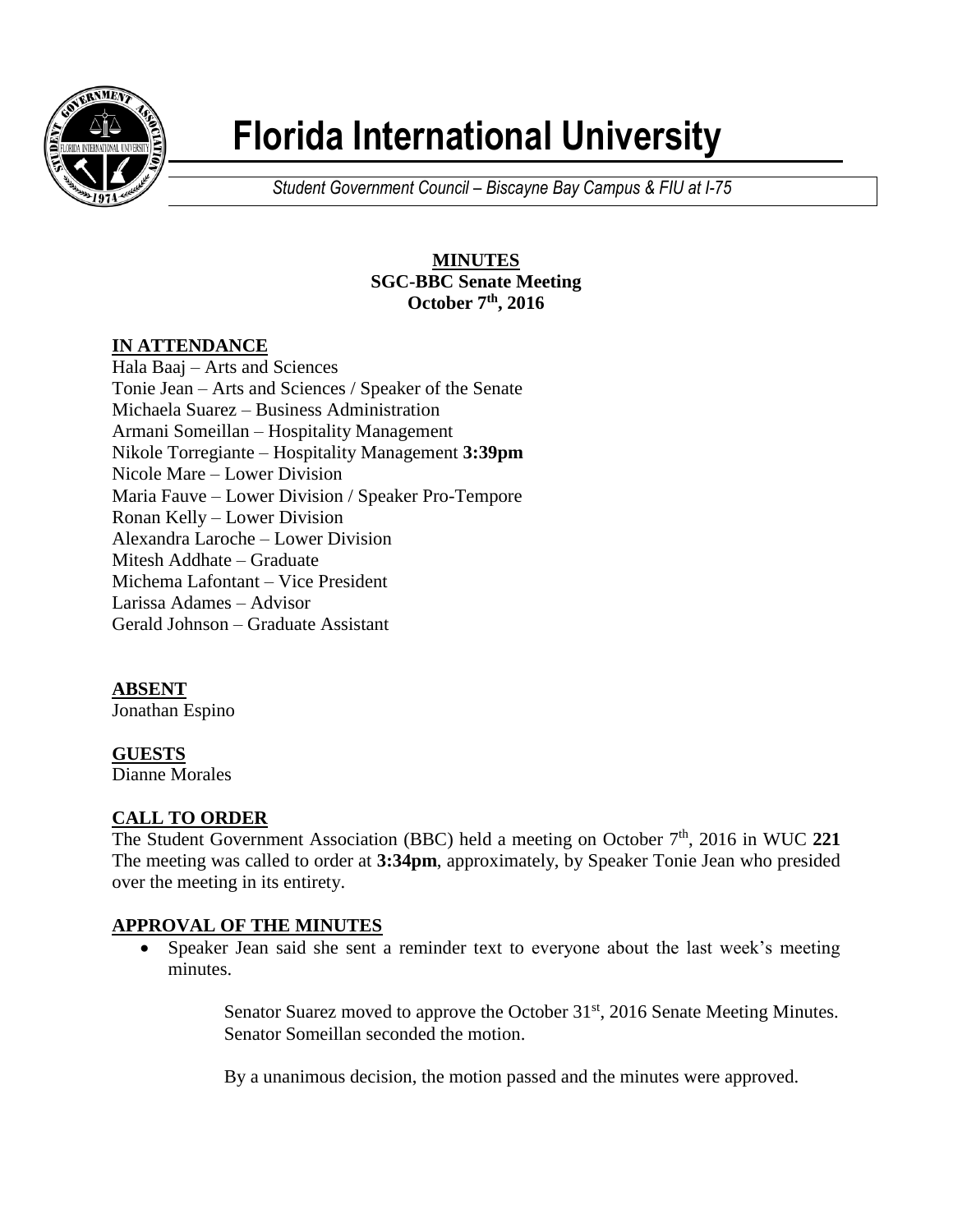# Florida International University

*Student Government Council – Biscayne Bay Campus & FIU at I-75*

**MINUTES**
**SGC-BBC Senate Meeting**
**October 7th, 2016**

## IN ATTENDANCE

Hala Baaj – Arts and Sciences
Tonie Jean – Arts and Sciences / Speaker of the Senate
Michaela Suarez – Business Administration
Armani Someillan – Hospitality Management
Nikole Torregiante – Hospitality Management **3:39pm**
Nicole Mare – Lower Division
Maria Fauve – Lower Division / Speaker Pro-Tempore
Ronan Kelly – Lower Division
Alexandra Laroche – Lower Division
Mitesh Addhate – Graduate
Michema Lafontant – Vice President
Larissa Adames – Advisor
Gerald Johnson – Graduate Assistant

## ABSENT

Jonathan Espino

## GUESTS

Dianne Morales

## CALL TO ORDER

The Student Government Association (BBC) held a meeting on October 7th, 2016 in WUC **221** The meeting was called to order at **3:34pm**, approximately, by Speaker Tonie Jean who presided over the meeting in its entirety.

## APPROVAL OF THE MINUTES

- Speaker Jean said she sent a reminder text to everyone about the last week's meeting minutes.

  Senator Suarez moved to approve the October 31st, 2016 Senate Meeting Minutes. Senator Someillan seconded the motion.

  By a unanimous decision, the motion passed and the minutes were approved.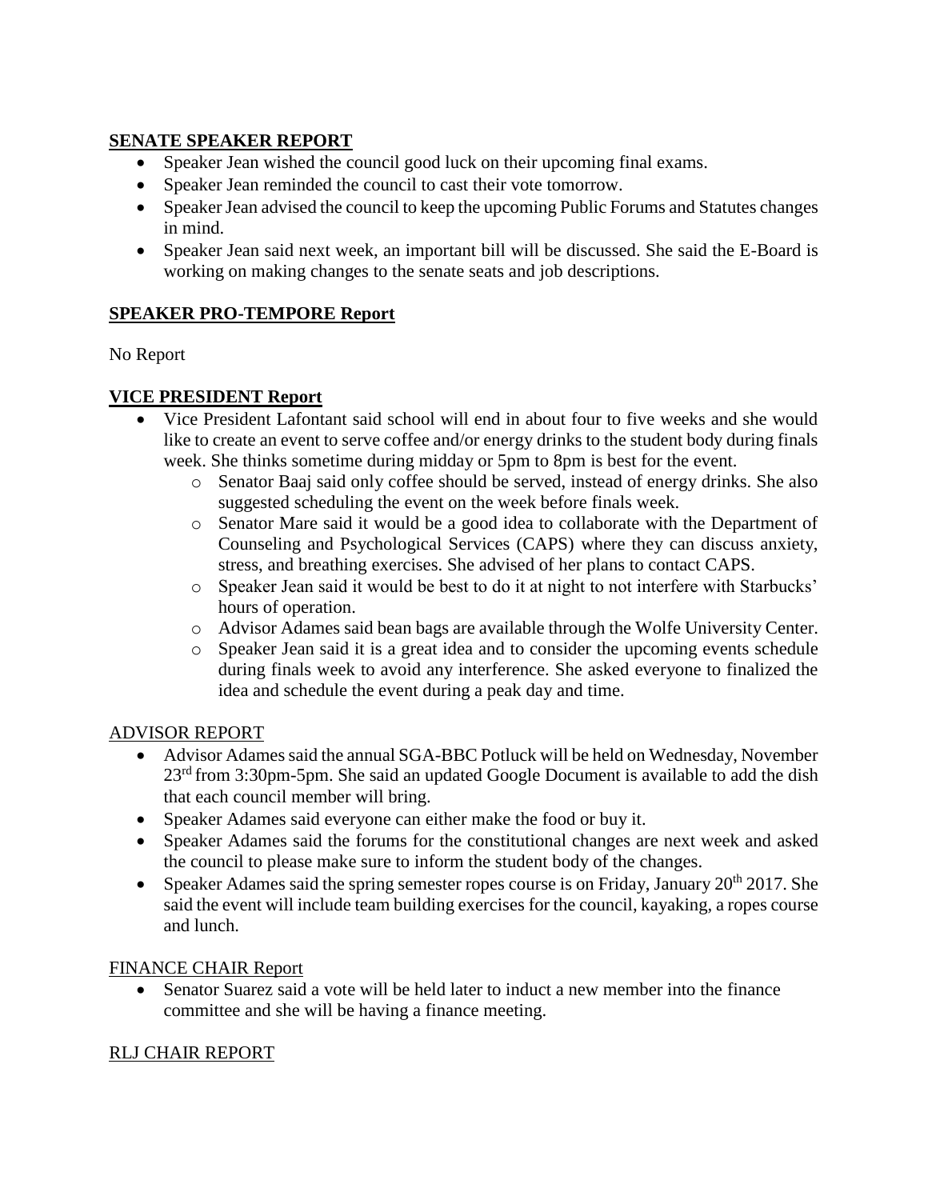## SENATE SPEAKER REPORT

- Speaker Jean wished the council good luck on their upcoming final exams.
- Speaker Jean reminded the council to cast their vote tomorrow.
- Speaker Jean advised the council to keep the upcoming Public Forums and Statutes changes in mind.
- Speaker Jean said next week, an important bill will be discussed. She said the E-Board is working on making changes to the senate seats and job descriptions.

## SPEAKER PRO-TEMPORE Report

No Report

## VICE PRESIDENT Report

- Vice President Lafontant said school will end in about four to five weeks and she would like to create an event to serve coffee and/or energy drinks to the student body during finals week. She thinks sometime during midday or 5pm to 8pm is best for the event.
  - Senator Baaj said only coffee should be served, instead of energy drinks. She also suggested scheduling the event on the week before finals week.
  - Senator Mare said it would be a good idea to collaborate with the Department of Counseling and Psychological Services (CAPS) where they can discuss anxiety, stress, and breathing exercises. She advised of her plans to contact CAPS.
  - Speaker Jean said it would be best to do it at night to not interfere with Starbucks' hours of operation.
  - Advisor Adames said bean bags are available through the Wolfe University Center.
  - Speaker Jean said it is a great idea and to consider the upcoming events schedule during finals week to avoid any interference. She asked everyone to finalized the idea and schedule the event during a peak day and time.

## ADVISOR REPORT

- Advisor Adames said the annual SGA-BBC Potluck will be held on Wednesday, November 23rd from 3:30pm-5pm. She said an updated Google Document is available to add the dish that each council member will bring.
- Speaker Adames said everyone can either make the food or buy it.
- Speaker Adames said the forums for the constitutional changes are next week and asked the council to please make sure to inform the student body of the changes.
- Speaker Adames said the spring semester ropes course is on Friday, January 20th 2017. She said the event will include team building exercises for the council, kayaking, a ropes course and lunch.

## FINANCE CHAIR Report

- Senator Suarez said a vote will be held later to induct a new member into the finance committee and she will be having a finance meeting.

## RLJ CHAIR REPORT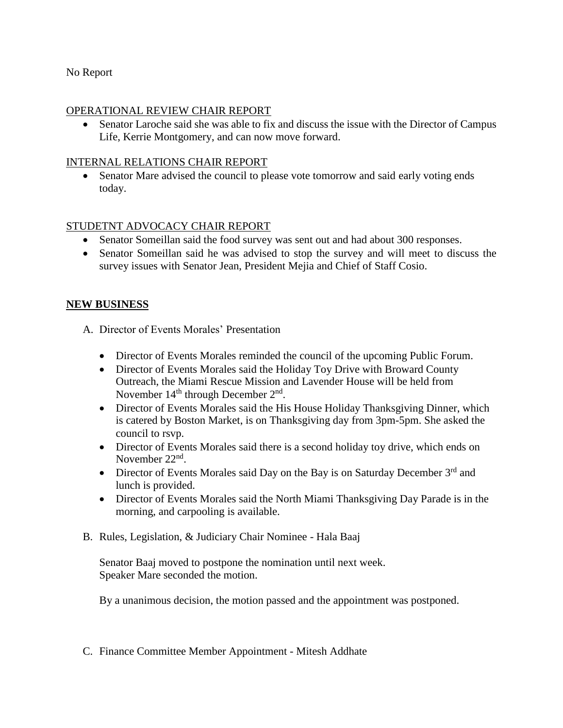No Report

OPERATIONAL REVIEW CHAIR REPORT

- Senator Laroche said she was able to fix and discuss the issue with the Director of Campus Life, Kerrie Montgomery, and can now move forward.

INTERNAL RELATIONS CHAIR REPORT

- Senator Mare advised the council to please vote tomorrow and said early voting ends today.

STUDETNT ADVOCACY CHAIR REPORT

- Senator Someillan said the food survey was sent out and had about 300 responses.
- Senator Someillan said he was advised to stop the survey and will meet to discuss the survey issues with Senator Jean, President Mejia and Chief of Staff Cosio.

**NEW BUSINESS**

A. Director of Events Morales' Presentation

- Director of Events Morales reminded the council of the upcoming Public Forum.
- Director of Events Morales said the Holiday Toy Drive with Broward County Outreach, the Miami Rescue Mission and Lavender House will be held from November 14th through December 2nd.
- Director of Events Morales said the His House Holiday Thanksgiving Dinner, which is catered by Boston Market, is on Thanksgiving day from 3pm-5pm. She asked the council to rsvp.
- Director of Events Morales said there is a second holiday toy drive, which ends on November 22nd.
- Director of Events Morales said Day on the Bay is on Saturday December 3rd and lunch is provided.
- Director of Events Morales said the North Miami Thanksgiving Day Parade is in the morning, and carpooling is available.

B. Rules, Legislation, & Judiciary Chair Nominee - Hala Baaj

Senator Baaj moved to postpone the nomination until next week.
Speaker Mare seconded the motion.

By a unanimous decision, the motion passed and the appointment was postponed.

C. Finance Committee Member Appointment - Mitesh Addhate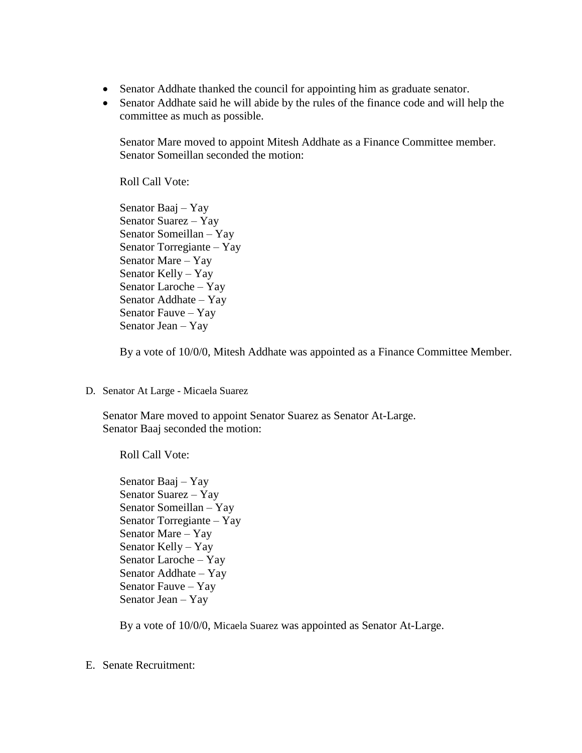- Senator Addhate thanked the council for appointing him as graduate senator.
- Senator Addhate said he will abide by the rules of the finance code and will help the committee as much as possible.

Senator Mare moved to appoint Mitesh Addhate as a Finance Committee member.
Senator Someillan seconded the motion:

Roll Call Vote:

Senator Baaj – Yay
Senator Suarez – Yay
Senator Someillan – Yay
Senator Torregiante – Yay
Senator Mare – Yay
Senator Kelly – Yay
Senator Laroche – Yay
Senator Addhate – Yay
Senator Fauve – Yay
Senator Jean – Yay

By a vote of 10/0/0, Mitesh Addhate was appointed as a Finance Committee Member.

D. Senator At Large - Micaela Suarez

Senator Mare moved to appoint Senator Suarez as Senator At-Large.
Senator Baaj seconded the motion:

Roll Call Vote:

Senator Baaj – Yay
Senator Suarez – Yay
Senator Someillan – Yay
Senator Torregiante – Yay
Senator Mare – Yay
Senator Kelly – Yay
Senator Laroche – Yay
Senator Addhate – Yay
Senator Fauve – Yay
Senator Jean – Yay

By a vote of 10/0/0, Micaela Suarez was appointed as Senator At-Large.

E. Senate Recruitment: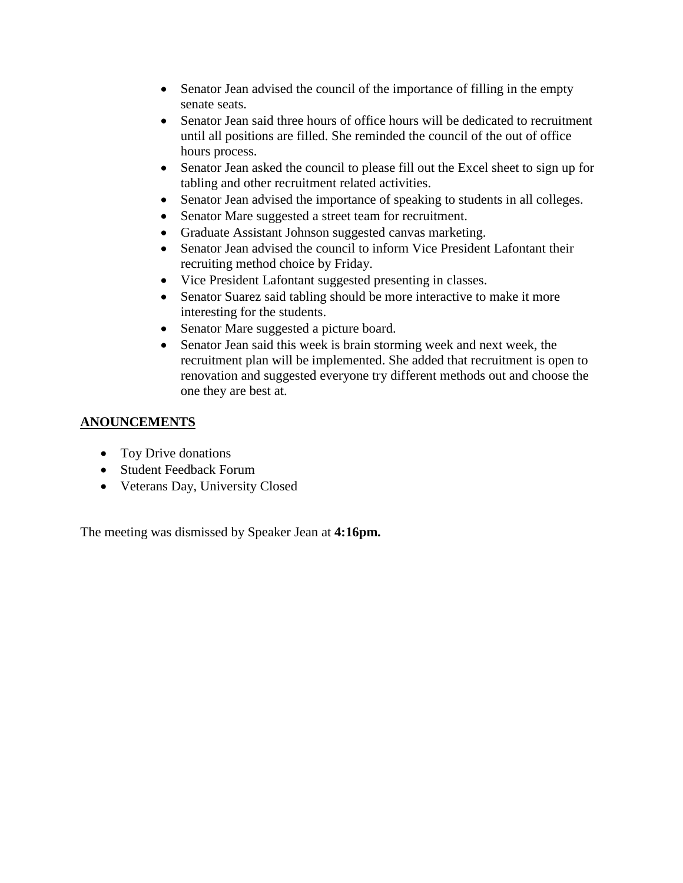- Senator Jean advised the council of the importance of filling in the empty senate seats.
- Senator Jean said three hours of office hours will be dedicated to recruitment until all positions are filled. She reminded the council of the out of office hours process.
- Senator Jean asked the council to please fill out the Excel sheet to sign up for tabling and other recruitment related activities.
- Senator Jean advised the importance of speaking to students in all colleges.
- Senator Mare suggested a street team for recruitment.
- Graduate Assistant Johnson suggested canvas marketing.
- Senator Jean advised the council to inform Vice President Lafontant their recruiting method choice by Friday.
- Vice President Lafontant suggested presenting in classes.
- Senator Suarez said tabling should be more interactive to make it more interesting for the students.
- Senator Mare suggested a picture board.
- Senator Jean said this week is brain storming week and next week, the recruitment plan will be implemented. She added that recruitment is open to renovation and suggested everyone try different methods out and choose the one they are best at.

**<u>ANOUNCEMENTS</u>**

- Toy Drive donations
- Student Feedback Forum
- Veterans Day, University Closed

The meeting was dismissed by Speaker Jean at **4:16pm.**